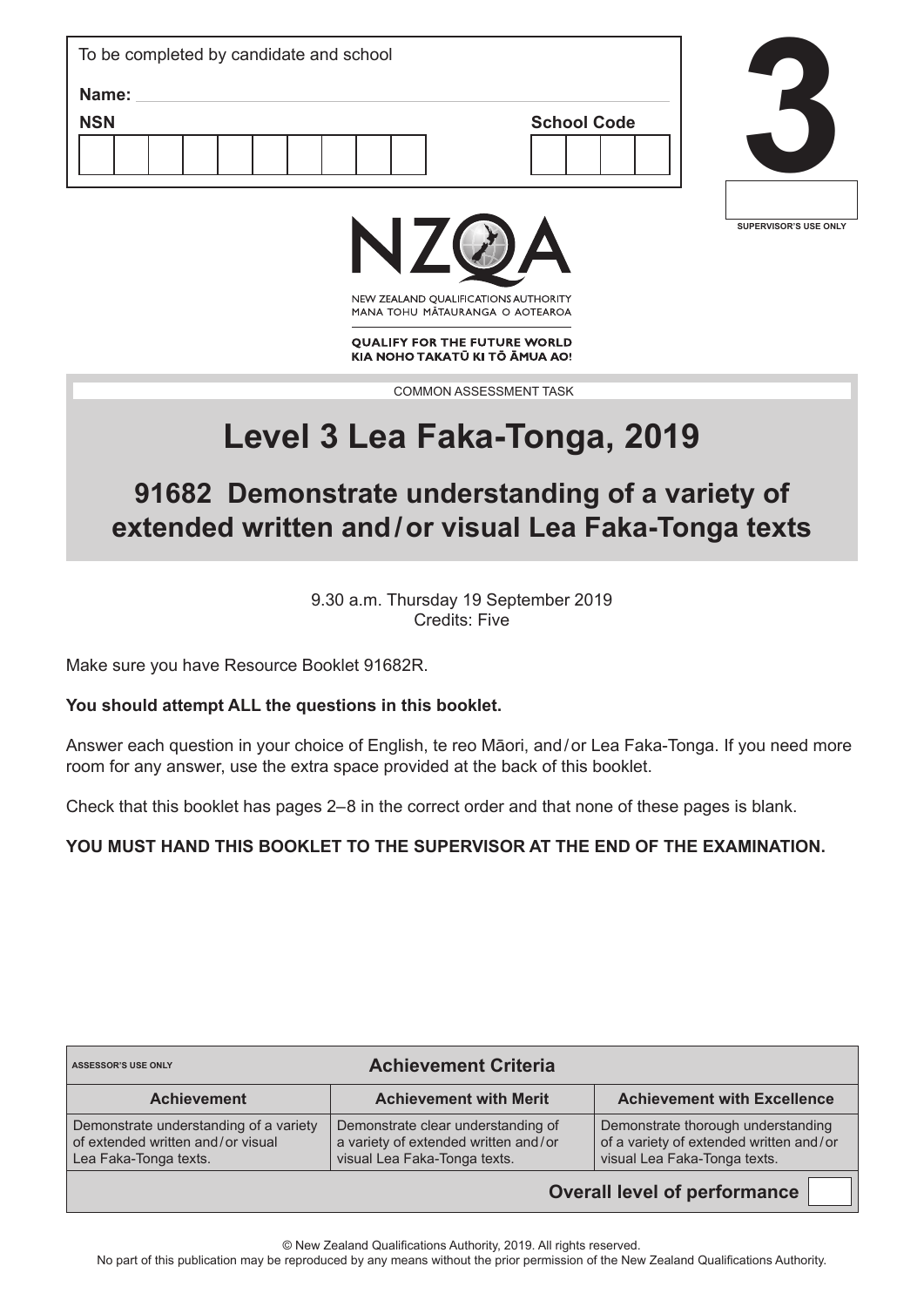To be completed by candidate and school

**Name:**

**NSN**

**School Code**

**3**

SUPERVISOR'S USE ONLY

NZQA

NEW ZEALAND QUALIFICATIONS AUTHORITY
MANA TOHU MĀTAURANGA O AOTEAROA

**QUALIFY FOR THE FUTURE WORLD**
**KIA NOHO TAKATŪ KI TŌ ĀMUA AO!**

COMMON ASSESSMENT TASK

# Level 3 Lea Faka-Tonga, 2019

## 91682 Demonstrate understanding of a variety of extended written and/or visual Lea Faka-Tonga texts

9.30 a.m. Thursday 19 September 2019
Credits: Five

Make sure you have Resource Booklet 91682R.

**You should attempt ALL the questions in this booklet.**

Answer each question in your choice of English, te reo Māori, and/or Lea Faka-Tonga. If you need more room for any answer, use the extra space provided at the back of this booklet.

Check that this booklet has pages 2–8 in the correct order and that none of these pages is blank.

**YOU MUST HAND THIS BOOKLET TO THE SUPERVISOR AT THE END OF THE EXAMINATION.**

| ASSESSOR'S USE ONLY | **Achievement Criteria** | |
|---|---|---|
| **Achievement** | **Achievement with Merit** | **Achievement with Excellence** |
| Demonstrate understanding of a variety of extended written and/or visual Lea Faka-Tonga texts. | Demonstrate clear understanding of a variety of extended written and/or visual Lea Faka-Tonga texts. | Demonstrate thorough understanding of a variety of extended written and/or visual Lea Faka-Tonga texts. |
| | | **Overall level of performance** |

© New Zealand Qualifications Authority, 2019. All rights reserved.
No part of this publication may be reproduced by any means without the prior permission of the New Zealand Qualifications Authority.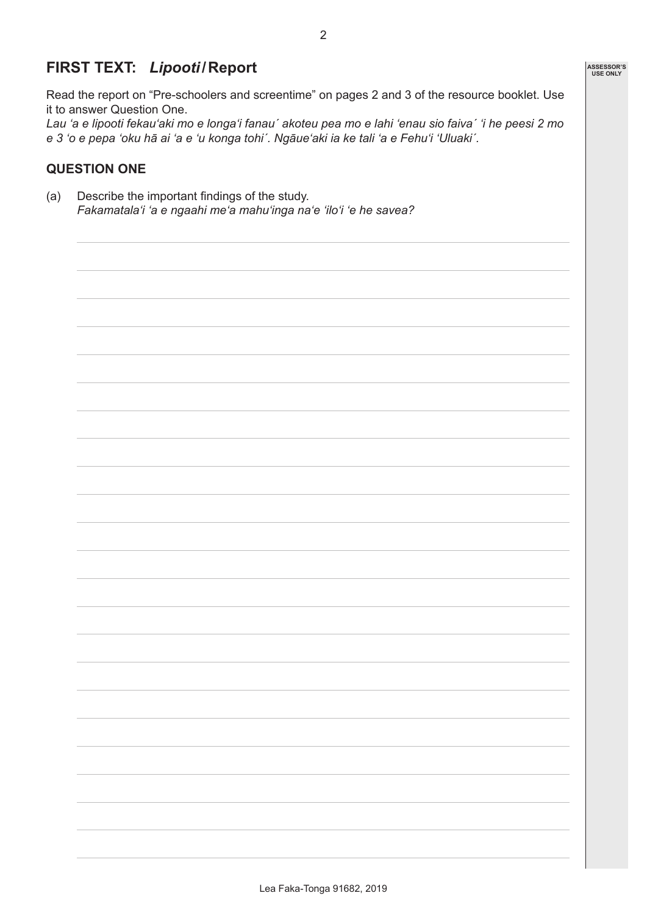## FIRST TEXT: *Lipooti* / Report

Read the report on "Pre-schoolers and screentime" on pages 2 and 3 of the resource booklet. Use it to answer Question One.

*Lau ʻa e lipooti fekauʻaki mo e longaʻi fanau´ akoteu pea mo e lahi ʻenau sio faiva´ ʻi he peesi 2 mo e 3 ʻo e pepa ʻoku hā ai ʻa e ʻu konga tohi´. Ngāueʻaki ia ke tali ʻa e Fehuʻi ʻUluaki´.*

### QUESTION ONE

(a) Describe the important findings of the study.
*Fakamatalaʻi ʻa e ngaahi meʻa mahuʻinga naʻe ʻiloʻi ʻe he savea?*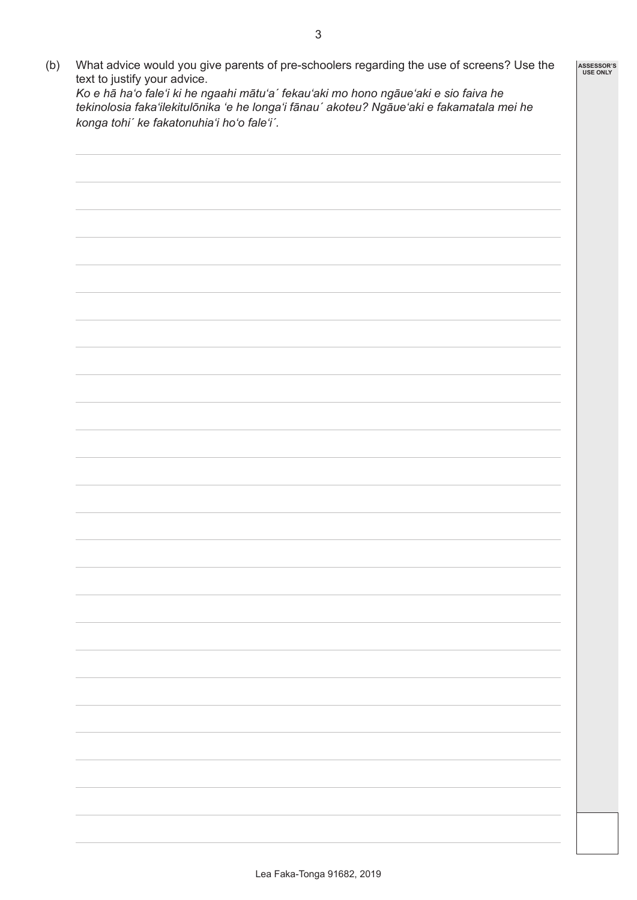(b) What advice would you give parents of pre-schoolers regarding the use of screens? Use the text to justify your advice.
*Ko e hā ha'o fale'i ki he ngaahi mātu'a´ fekau'aki mo hono ngāue'aki e sio faiva he tekinolosia faka'ilekitulōnika 'e he longa'i fānau´ akoteu? Ngāue'aki e fakamatala mei he konga tohi´ ke fakatonuhia'i ho'o fale'i´.*

ASSESSOR'S USE ONLY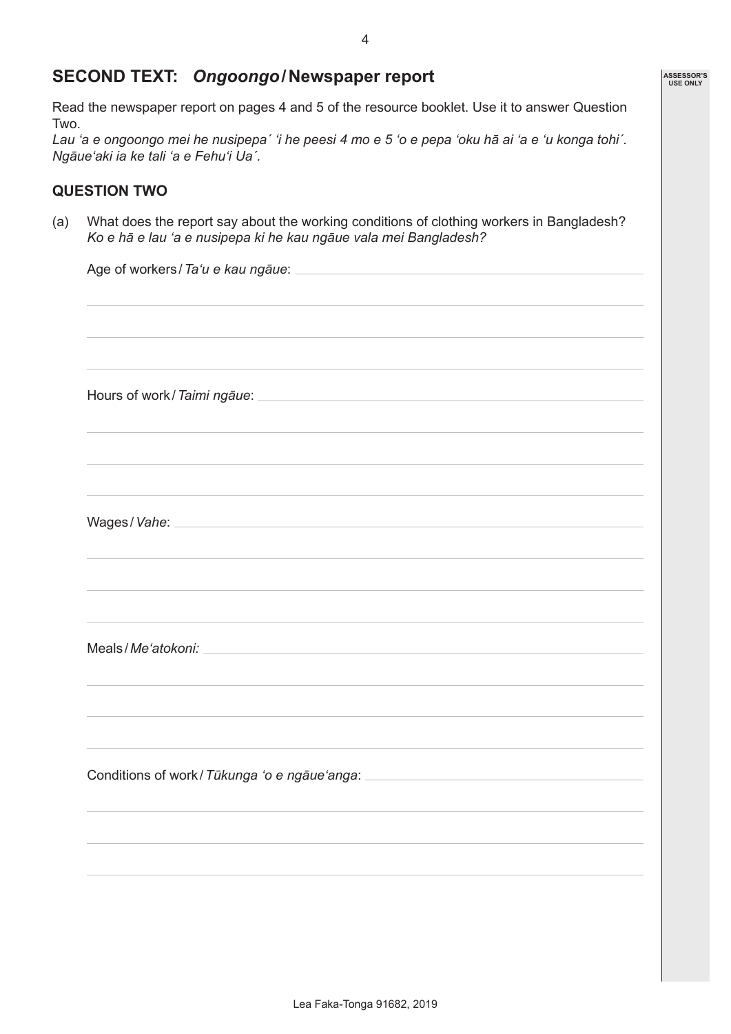## SECOND TEXT: *Ongoongo* / Newspaper report

Read the newspaper report on pages 4 and 5 of the resource booklet. Use it to answer Question Two.

*Lau ʻa e ongoongo mei he nusipepa´ ʻi he peesi 4 mo e 5 ʻo e pepa ʻoku hā ai ʻa e ʻu konga tohi´. Ngāueʻaki ia ke tali ʻa e Fehuʻi Ua´.*

### QUESTION TWO

(a) What does the report say about the working conditions of clothing workers in Bangladesh?
*Ko e hā e lau ʻa e nusipepa ki he kau ngāue vala mei Bangladesh?*

Age of workers / *Taʻu e kau ngāue*:

Hours of work / *Taimi ngāue*:

Wages / *Vahe*:

Meals / *Meʻatokoni:*

Conditions of work / *Tūkunga ʻo e ngāueʻanga*: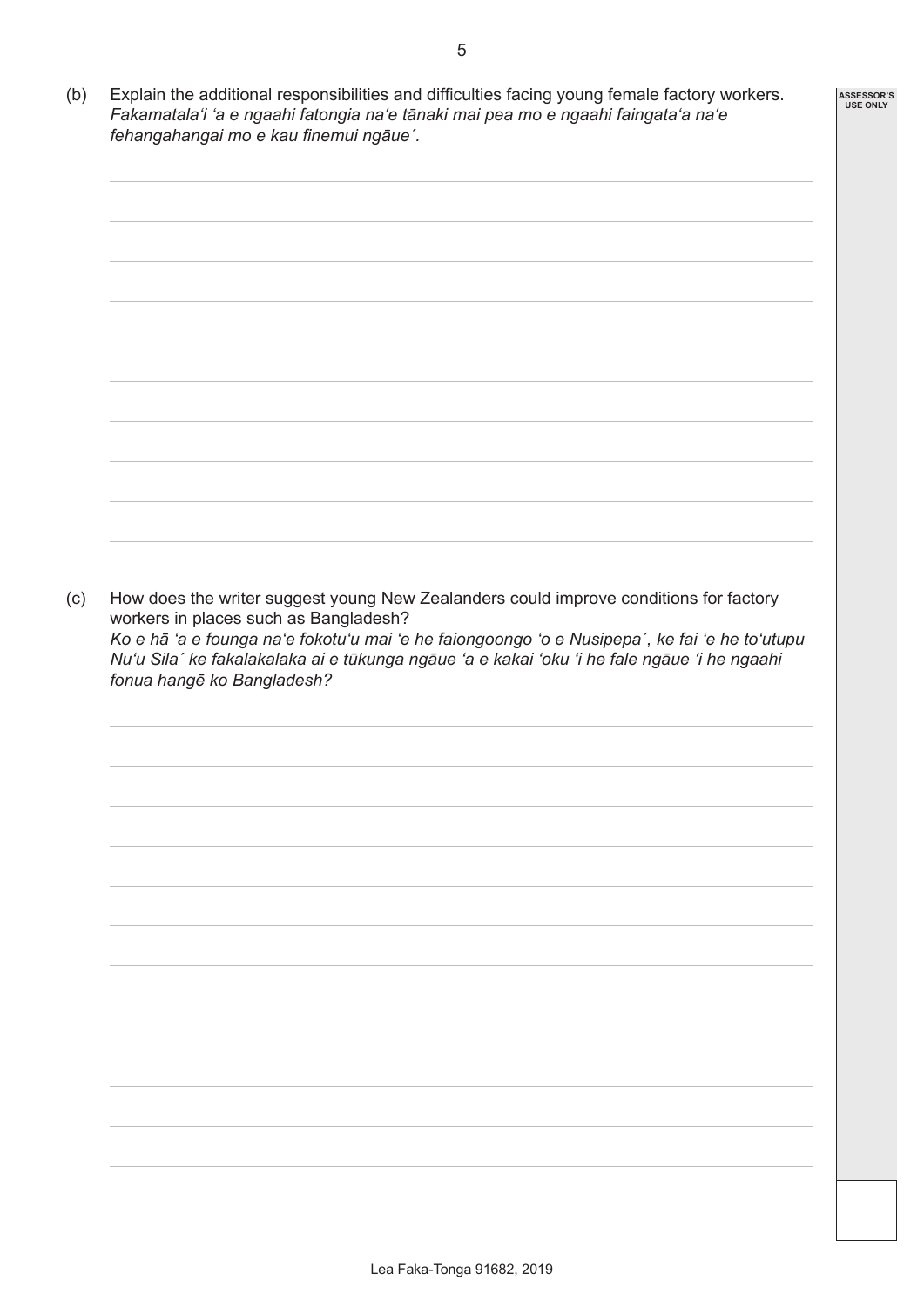(b) Explain the additional responsibilities and difficulties facing young female factory workers.
*Fakamatala'i 'a e ngaahi fatongia na'e tānaki mai pea mo e ngaahi faingata'a na'e fehangahangai mo e kau finemui ngāue´.*

(c) How does the writer suggest young New Zealanders could improve conditions for factory workers in places such as Bangladesh?
*Ko e hā 'a e founga na'e fokotu'u mai 'e he faiongoongo 'o e Nusipepa´, ke fai 'e he to'utupu Nu'u Sila´ ke fakalakalaka ai e tūkunga ngāue 'a e kakai 'oku 'i he fale ngāue 'i he ngaahi fonua hangē ko Bangladesh?*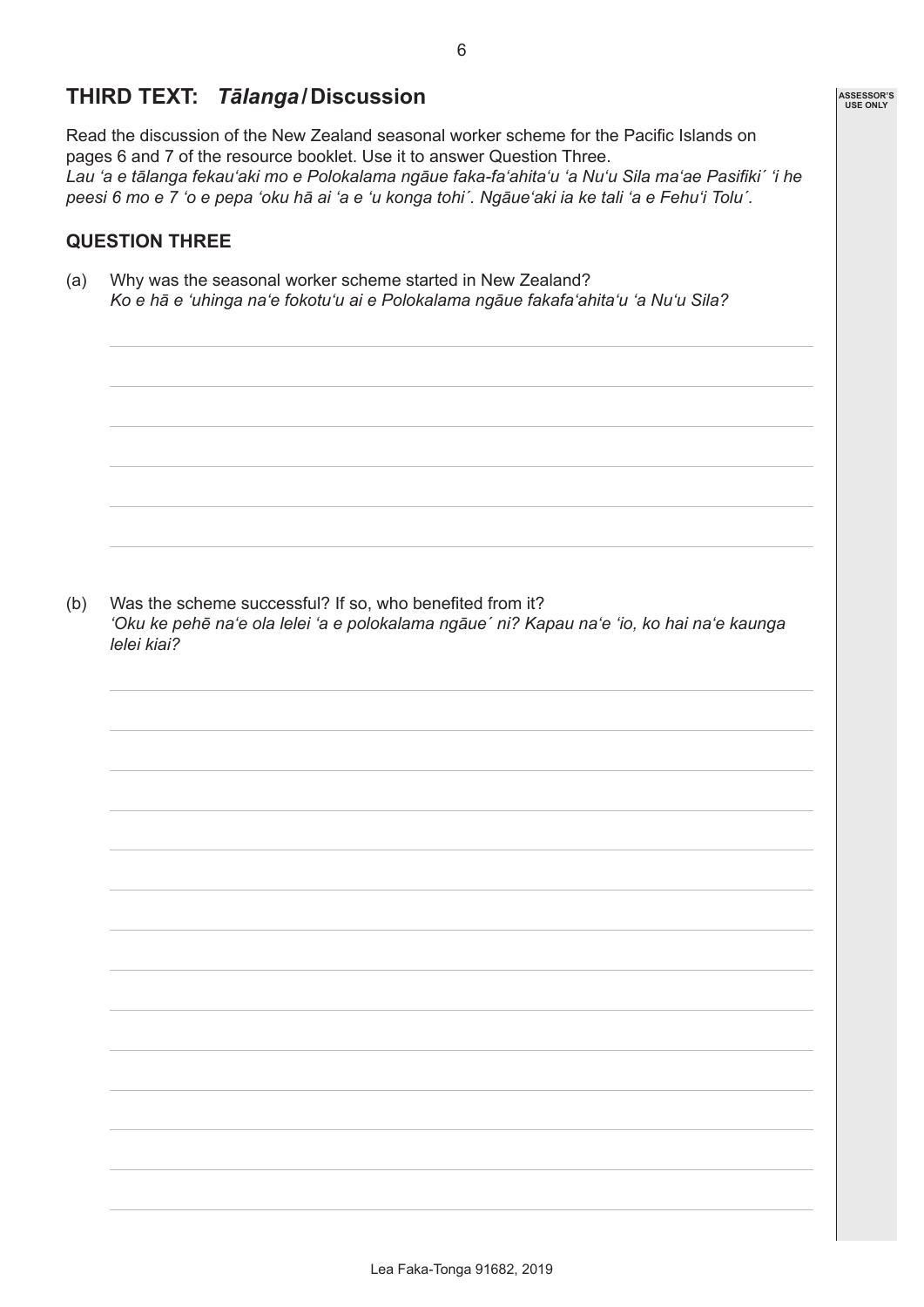## THIRD TEXT: *Tālanga* / Discussion

Read the discussion of the New Zealand seasonal worker scheme for the Pacific Islands on pages 6 and 7 of the resource booklet. Use it to answer Question Three.
*Lau ʻa e tālanga fekauʻaki mo e Polokalama ngāue faka-faʻahitaʻu ʻa Nuʻu Sila maʻae Pasifiki´ ʻi he peesi 6 mo e 7 ʻo e pepa ʻoku hā ai ʻa e ʻu konga tohi´. Ngāueʻaki ia ke tali ʻa e Fehuʻi Tolu´.*

### QUESTION THREE

(a) Why was the seasonal worker scheme started in New Zealand?
*Ko e hā e ʻuhinga naʻe fokotuʻu ai e Polokalama ngāue fakafaʻahitaʻu ʻa Nuʻu Sila?*

(b) Was the scheme successful? If so, who benefited from it?
*ʻOku ke pehē naʻe ola lelei ʻa e polokalama ngāue´ ni? Kapau naʻe ʻio, ko hai naʻe kaunga lelei kiai?*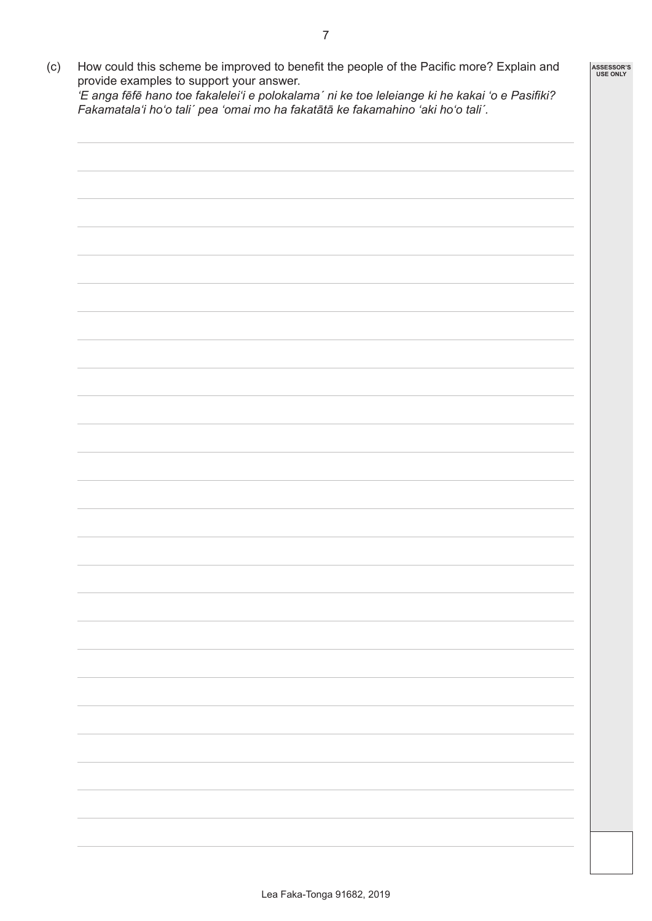(c) How could this scheme be improved to benefit the people of the Pacific more? Explain and provide examples to support your answer.
*'E anga fēfē hano toe fakalelei'i e polokalama´ ni ke toe leleiange ki he kakai 'o e Pasifiki? Fakamatala'i ho'o tali´ pea 'omai mo ha fakatātā ke fakamahino 'aki ho'o tali´.*

ASSESSOR'S USE ONLY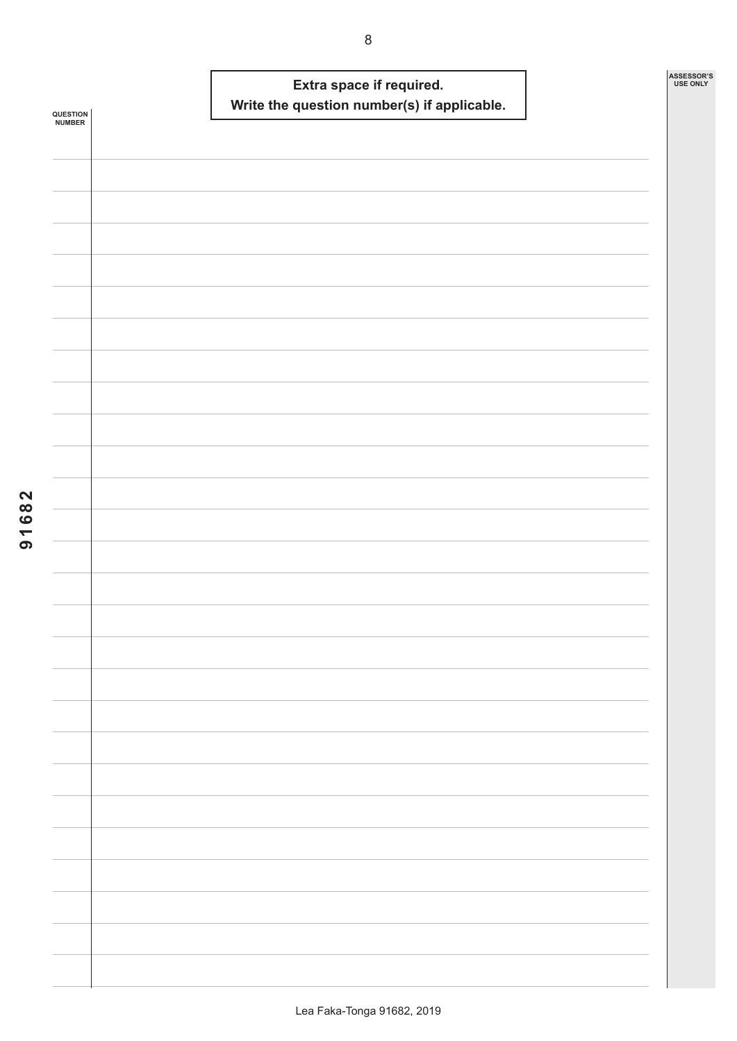**Extra space if required.**
**Write the question number(s) if applicable.**

QUESTION NUMBER

ASSESSOR'S USE ONLY